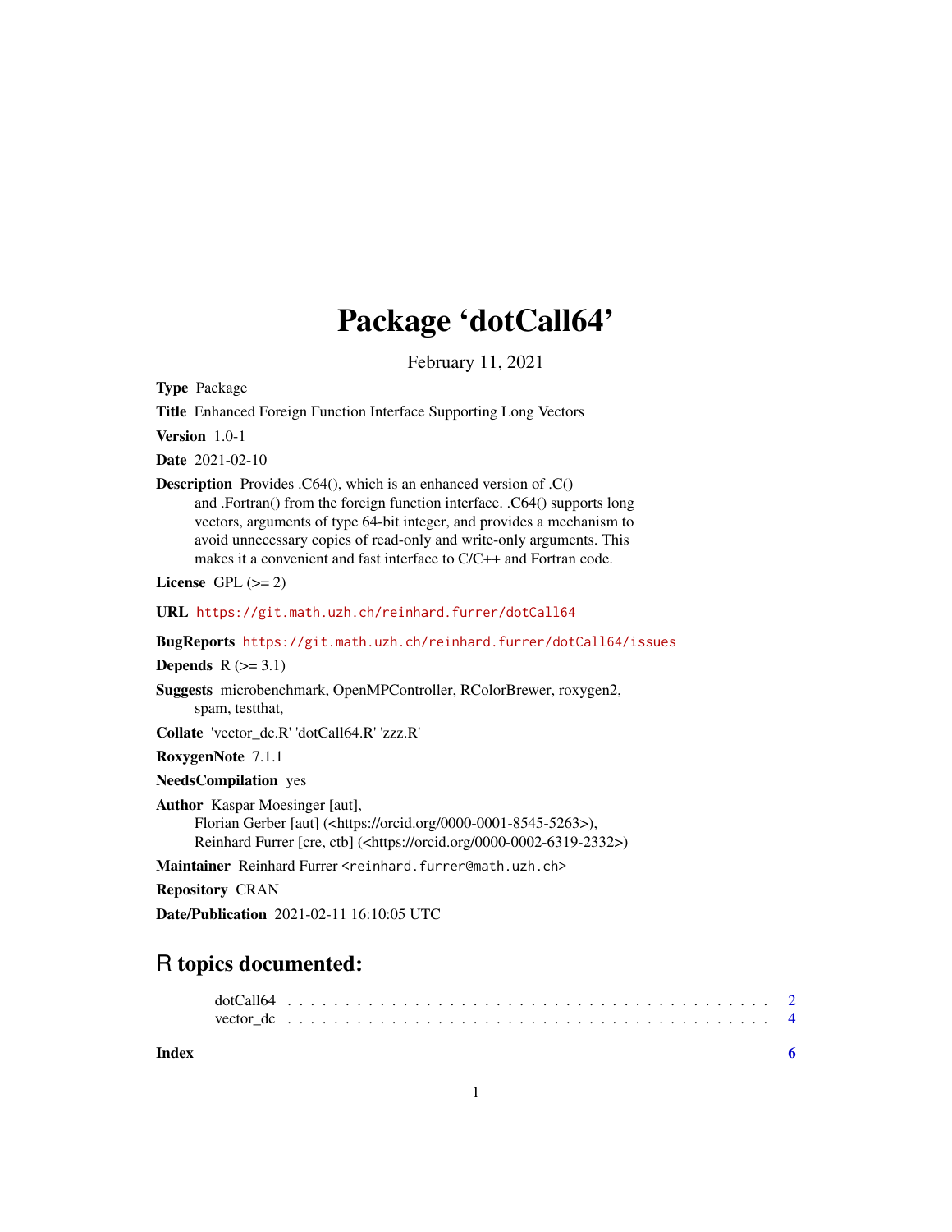# Package ‘dotCall64’

February 11, 2021

**Type** Package

**Title** Enhanced Foreign Function Interface Supporting Long Vectors

**Version** 1.0-1

**Date** 2021-02-10

**Description** Provides .C64(), which is an enhanced version of .C() and .Fortran() from the foreign function interface. .C64() supports long vectors, arguments of type 64-bit integer, and provides a mechanism to avoid unnecessary copies of read-only and write-only arguments. This makes it a convenient and fast interface to C/C++ and Fortran code.

**License** GPL (>= 2)

**URL** https://git.math.uzh.ch/reinhard.furrer/dotCall64

**BugReports** https://git.math.uzh.ch/reinhard.furrer/dotCall64/issues

**Depends** R (>= 3.1)

**Suggests** microbenchmark, OpenMPController, RColorBrewer, roxygen2, spam, testthat,

**Collate** 'vector_dc.R' 'dotCall64.R' 'zzz.R'

**RoxygenNote** 7.1.1

**NeedsCompilation** yes

**Author** Kaspar Moesinger [aut], Florian Gerber [aut] (<https://orcid.org/0000-0001-8545-5263>), Reinhard Furrer [cre, ctb] (<https://orcid.org/0000-0002-6319-2332>)

**Maintainer** Reinhard Furrer <reinhard.furrer@math.uzh.ch>

**Repository** CRAN

**Date/Publication** 2021-02-11 16:10:05 UTC

## R topics documented:

dotCall64 . . . . . . . . . . . . . . . . . . . . . . . . . . . . . . . . . . . . . . . . 2
vector_dc . . . . . . . . . . . . . . . . . . . . . . . . . . . . . . . . . . . . . . . . 4

**Index** 6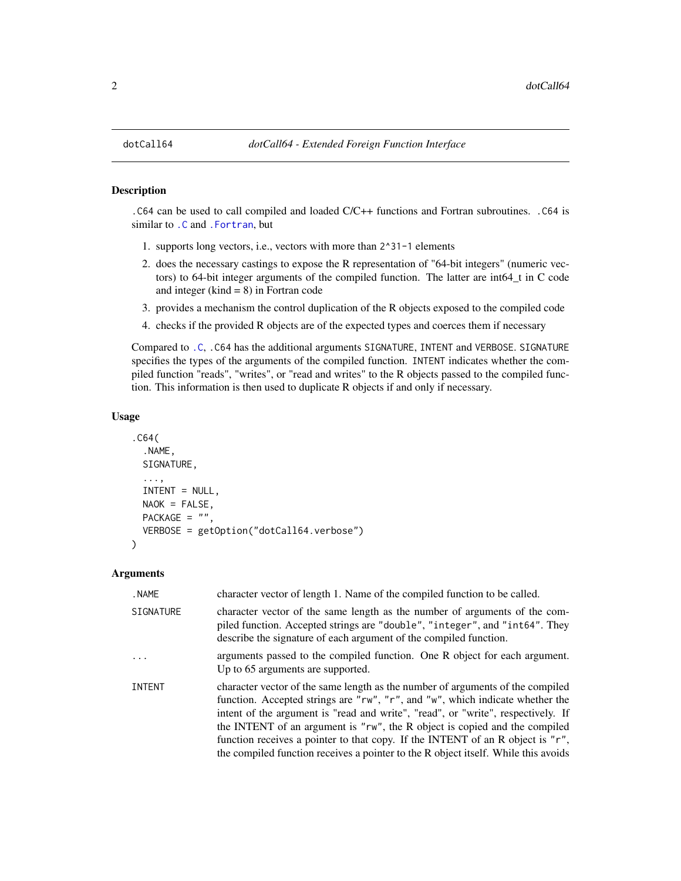dotCall64    *dotCall64 - Extended Foreign Function Interface*

## Description

`.C64` can be used to call compiled and loaded C/C++ functions and Fortran subroutines. `.C64` is similar to `.C` and `.Fortran`, but

1. supports long vectors, i.e., vectors with more than `2^31-1` elements
2. does the necessary castings to expose the R representation of "64-bit integers" (numeric vectors) to 64-bit integer arguments of the compiled function. The latter are int64_t in C code and integer (kind = 8) in Fortran code
3. provides a mechanism the control duplication of the R objects exposed to the compiled code
4. checks if the provided R objects are of the expected types and coerces them if necessary

Compared to `.C`, `.C64` has the additional arguments `SIGNATURE`, `INTENT` and `VERBOSE`. `SIGNATURE` specifies the types of the arguments of the compiled function. `INTENT` indicates whether the compiled function "reads", "writes", or "read and writes" to the R objects passed to the compiled function. This information is then used to duplicate R objects if and only if necessary.

## Usage

```
.C64(
  .NAME,
  SIGNATURE,
  ...,
  INTENT = NULL,
  NAOK = FALSE,
  PACKAGE = "",
  VERBOSE = getOption("dotCall64.verbose")
)
```

## Arguments

| | |
|---|---|
| `.NAME` | character vector of length 1. Name of the compiled function to be called. |
| `SIGNATURE` | character vector of the same length as the number of arguments of the compiled function. Accepted strings are `"double"`, `"integer"`, and `"int64"`. They describe the signature of each argument of the compiled function. |
| `...` | arguments passed to the compiled function. One R object for each argument. Up to 65 arguments are supported. |
| `INTENT` | character vector of the same length as the number of arguments of the compiled function. Accepted strings are `"rw"`, `"r"`, and `"w"`, which indicate whether the intent of the argument is "read and write", "read", or "write", respectively. If the INTENT of an argument is `"rw"`, the R object is copied and the compiled function receives a pointer to that copy. If the INTENT of an R object is `"r"`, the compiled function receives a pointer to the R object itself. While this avoids |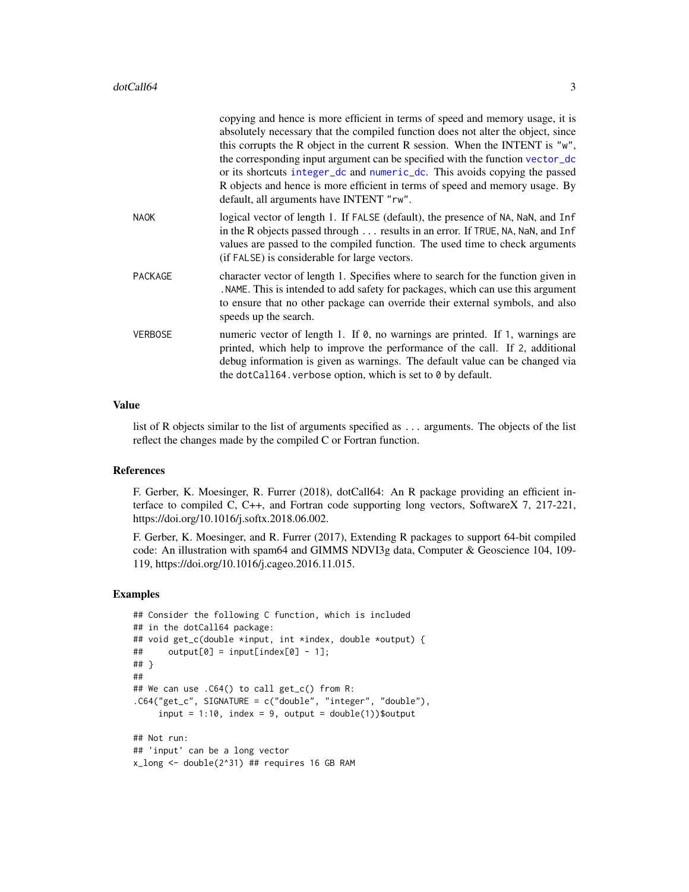copying and hence is more efficient in terms of speed and memory usage, it is absolutely necessary that the compiled function does not alter the object, since this corrupts the R object in the current R session. When the INTENT is "w", the corresponding input argument can be specified with the function vector_dc or its shortcuts integer_dc and numeric_dc. This avoids copying the passed R objects and hence is more efficient in terms of speed and memory usage. By default, all arguments have INTENT "rw".

NAOK
: logical vector of length 1. If FALSE (default), the presence of NA, NaN, and Inf in the R objects passed through ... results in an error. If TRUE, NA, NaN, and Inf values are passed to the compiled function. The used time to check arguments (if FALSE) is considerable for large vectors.

PACKAGE
: character vector of length 1. Specifies where to search for the function given in .NAME. This is intended to add safety for packages, which can use this argument to ensure that no other package can override their external symbols, and also speeds up the search.

VERBOSE
: numeric vector of length 1. If 0, no warnings are printed. If 1, warnings are printed, which help to improve the performance of the call. If 2, additional debug information is given as warnings. The default value can be changed via the dotCall64.verbose option, which is set to 0 by default.

## Value

list of R objects similar to the list of arguments specified as ... arguments. The objects of the list reflect the changes made by the compiled C or Fortran function.

## References

F. Gerber, K. Moesinger, R. Furrer (2018), dotCall64: An R package providing an efficient interface to compiled C, C++, and Fortran code supporting long vectors, SoftwareX 7, 217-221, https://doi.org/10.1016/j.softx.2018.06.002.

F. Gerber, K. Moesinger, and R. Furrer (2017), Extending R packages to support 64-bit compiled code: An illustration with spam64 and GIMMS NDVI3g data, Computer & Geoscience 104, 109-119, https://doi.org/10.1016/j.cageo.2016.11.015.

## Examples

```
## Consider the following C function, which is included
## in the dotCall64 package:
## void get_c(double *input, int *index, double *output) {
##     output[0] = input[index[0] - 1];
## }
##
## We can use .C64() to call get_c() from R:
.C64("get_c", SIGNATURE = c("double", "integer", "double"),
     input = 1:10, index = 9, output = double(1))$output

## Not run:
## 'input' can be a long vector
x_long <- double(2^31) ## requires 16 GB RAM
```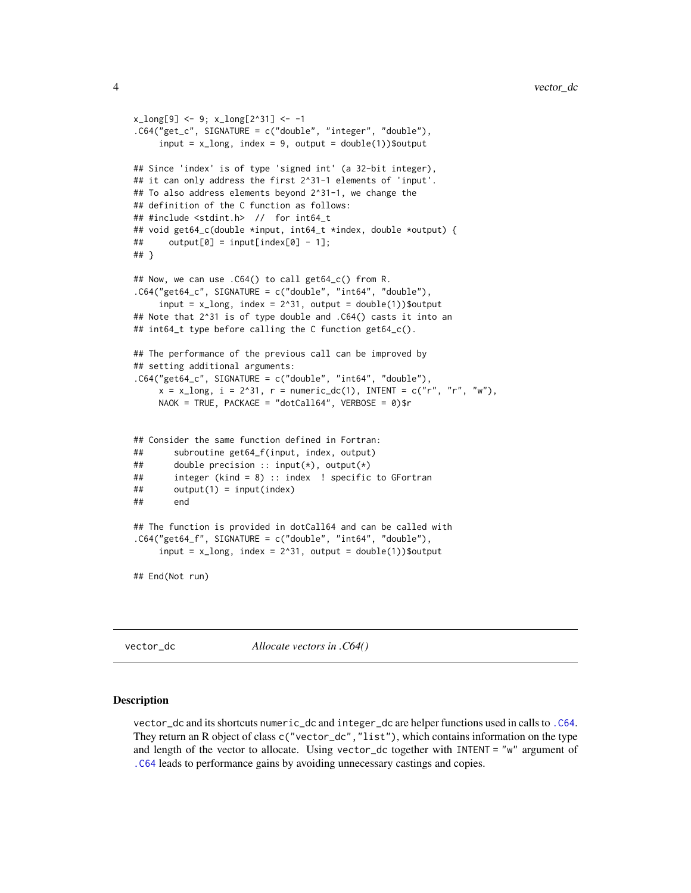```
x_long[9] <- 9; x_long[2^31] <- -1
.C64("get_c", SIGNATURE = c("double", "integer", "double"),
     input = x_long, index = 9, output = double(1))$output

## Since 'index' is of type 'signed int' (a 32-bit integer),
## it can only address the first 2^31-1 elements of 'input'.
## To also address elements beyond 2^31-1, we change the
## definition of the C function as follows:
## #include <stdint.h>  //  for int64_t
## void get64_c(double *input, int64_t *index, double *output) {
##     output[0] = input[index[0] - 1];
## }

## Now, we can use .C64() to call get64_c() from R.
.C64("get64_c", SIGNATURE = c("double", "int64", "double"),
     input = x_long, index = 2^31, output = double(1))$output
## Note that 2^31 is of type double and .C64() casts it into an
## int64_t type before calling the C function get64_c().

## The performance of the previous call can be improved by
## setting additional arguments:
.C64("get64_c", SIGNATURE = c("double", "int64", "double"),
     x = x_long, i = 2^31, r = numeric_dc(1), INTENT = c("r", "r", "w"),
     NAOK = TRUE, PACKAGE = "dotCall64", VERBOSE = 0)$r


## Consider the same function defined in Fortran:
##      subroutine get64_f(input, index, output)
##      double precision :: input(*), output(*)
##      integer (kind = 8) :: index  ! specific to GFortran
##      output(1) = input(index)
##      end

## The function is provided in dotCall64 and can be called with
.C64("get64_f", SIGNATURE = c("double", "int64", "double"),
     input = x_long, index = 2^31, output = double(1))$output

## End(Not run)
```

---

## vector_dc — *Allocate vectors in .C64()*

### Description

vector_dc and its shortcuts numeric_dc and integer_dc are helper functions used in calls to .C64. They return an R object of class c("vector_dc","list"), which contains information on the type and length of the vector to allocate. Using vector_dc together with INTENT = "w" argument of .C64 leads to performance gains by avoiding unnecessary castings and copies.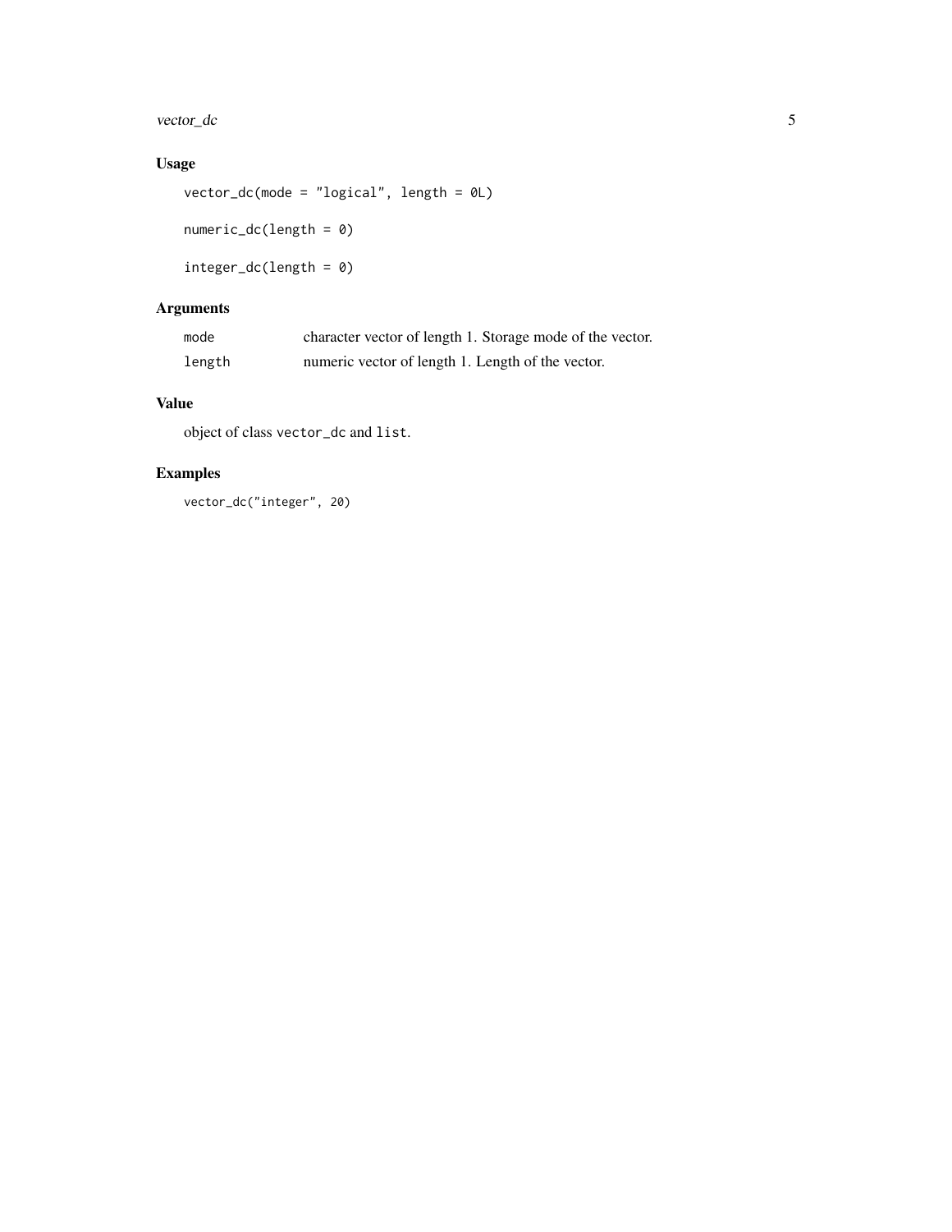### Usage

```
vector_dc(mode = "logical", length = 0L)

numeric_dc(length = 0)

integer_dc(length = 0)
```

### Arguments

| | |
|---|---|
| `mode` | character vector of length 1. Storage mode of the vector. |
| `length` | numeric vector of length 1. Length of the vector. |

### Value

object of class `vector_dc` and `list`.

### Examples

```
vector_dc("integer", 20)
```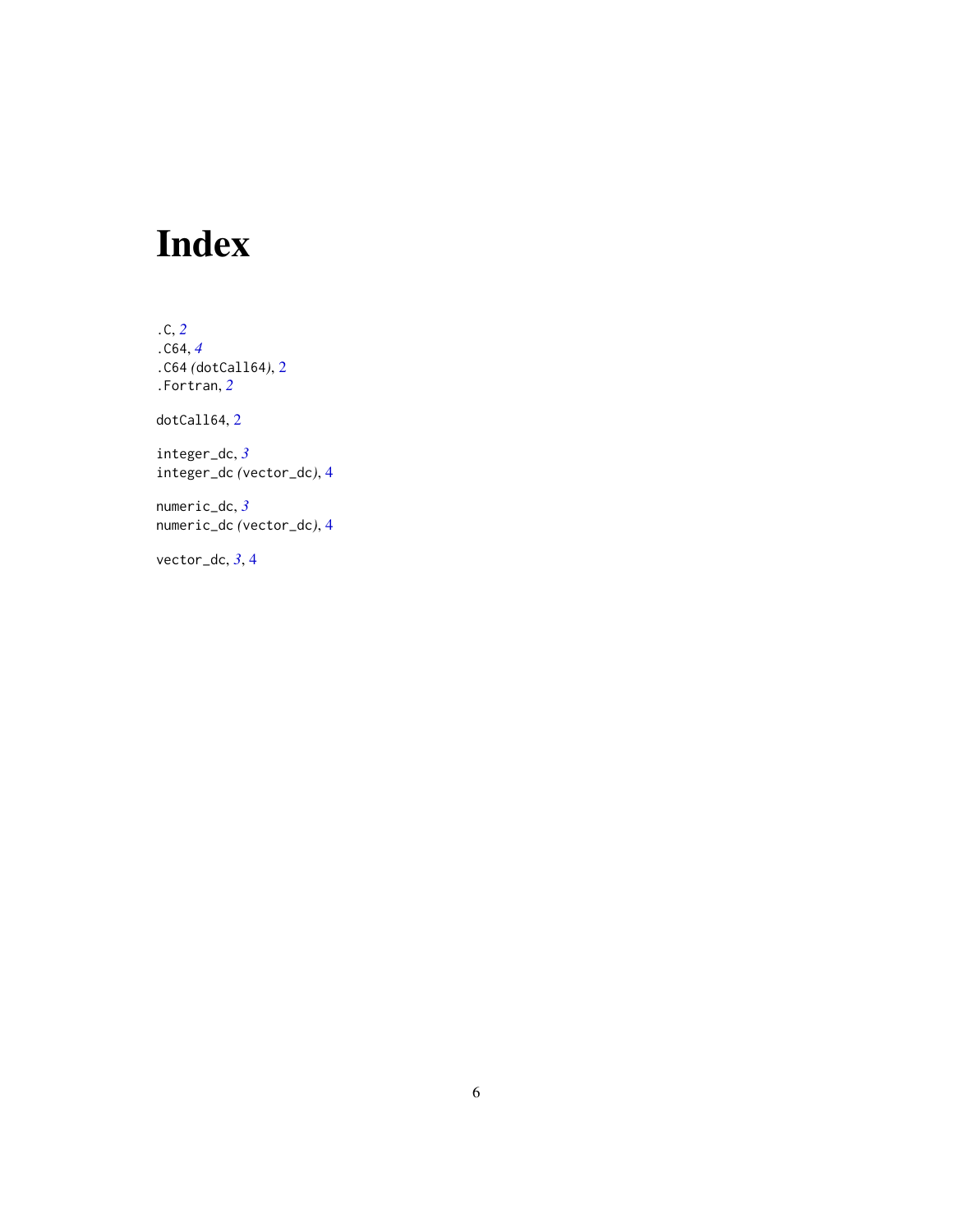# Index

.C, *2*
.C64, *4*
.C64 *(*dotCall64*)*, 2
.Fortran, *2*

dotCall64, 2

integer_dc, *3*
integer_dc *(*vector_dc*)*, 4

numeric_dc, *3*
numeric_dc *(*vector_dc*)*, 4

vector_dc, *3*, 4